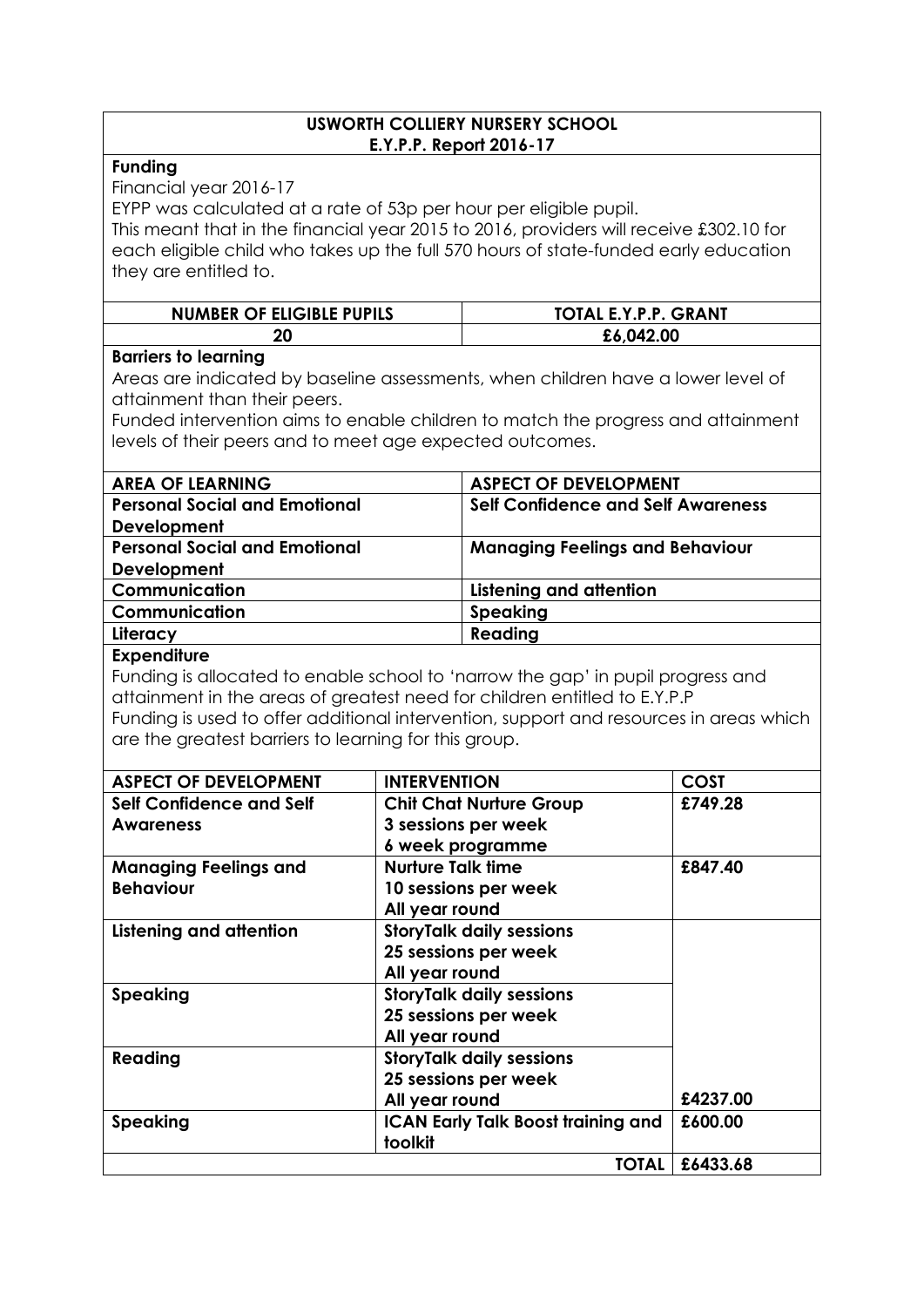# USWORTH COLLIERY NURSERY SCHOOL
## E.Y.P.P. Report 2016-17

**Funding**

Financial year 2016-17

EYPP was calculated at a rate of 53p per hour per eligible pupil.

This meant that in the financial year 2015 to 2016, providers will receive £302.10 for each eligible child who takes up the full 570 hours of state-funded early education they are entitled to.

| NUMBER OF ELIGIBLE PUPILS | TOTAL E.Y.P.P. GRANT |
|---|---|
| 20 | £6,042.00 |

**Barriers to learning**

Areas are indicated by baseline assessments, when children have a lower level of attainment than their peers.

Funded intervention aims to enable children to match the progress and attainment levels of their peers and to meet age expected outcomes.

| AREA OF LEARNING | ASPECT OF DEVELOPMENT |
|---|---|
| **Personal Social and Emotional Development** | **Self Confidence and Self Awareness** |
| **Personal Social and Emotional Development** | **Managing Feelings and Behaviour** |
| **Communication** | **Listening and attention** |
| **Communication** | **Speaking** |
| **Literacy** | **Reading** |

**Expenditure**

Funding is allocated to enable school to 'narrow the gap' in pupil progress and attainment in the areas of greatest need for children entitled to E.Y.P.P

Funding is used to offer additional intervention, support and resources in areas which are the greatest barriers to learning for this group.

| ASPECT OF DEVELOPMENT | INTERVENTION | COST |
|---|---|---|
| **Self Confidence and Self Awareness** | **Chit Chat Nurture Group 3 sessions per week 6 week programme** | **£749.28** |
| **Managing Feelings and Behaviour** | **Nurture Talk time 10 sessions per week All year round** | **£847.40** |
| **Listening and attention** | **StoryTalk daily sessions 25 sessions per week All year round** | |
| **Speaking** | **StoryTalk daily sessions 25 sessions per week All year round** | |
| **Reading** | **StoryTalk daily sessions 25 sessions per week All year round** | **£4237.00** |
| **Speaking** | **ICAN Early Talk Boost training and toolkit** | **£600.00** |
| | **TOTAL** | **£6433.68** |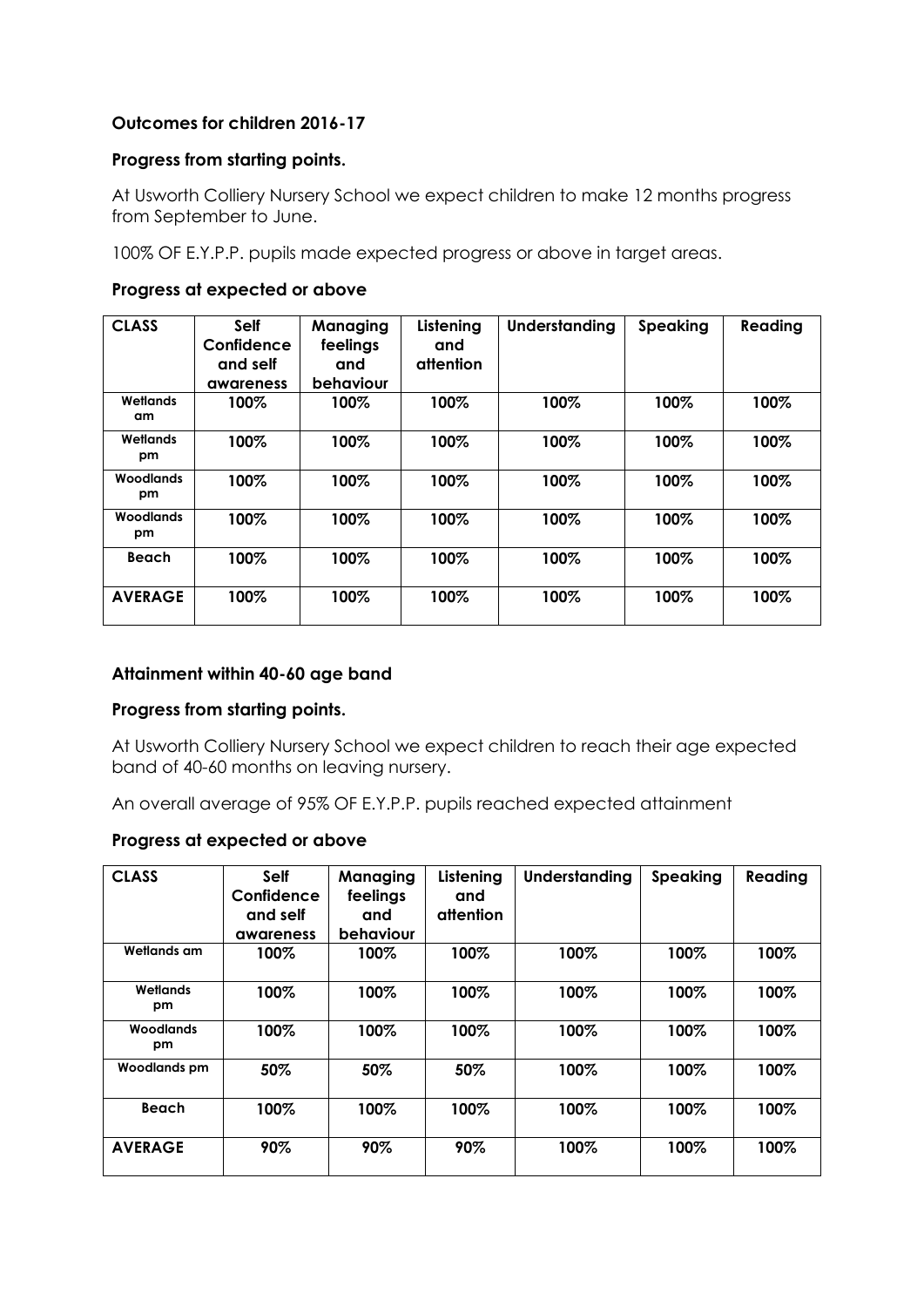**Outcomes for children 2016-17**

**Progress from starting points.**

At Usworth Colliery Nursery School we expect children to make 12 months progress from September to June.

100% OF E.Y.P.P. pupils made expected progress or above in target areas.

**Progress at expected or above**

| CLASS | Self Confidence and self awareness | Managing feelings and behaviour | Listening and attention | Understanding | Speaking | Reading |
|---|---|---|---|---|---|---|
| Wetlands am | 100% | 100% | 100% | 100% | 100% | 100% |
| Wetlands pm | 100% | 100% | 100% | 100% | 100% | 100% |
| Woodlands pm | 100% | 100% | 100% | 100% | 100% | 100% |
| Woodlands pm | 100% | 100% | 100% | 100% | 100% | 100% |
| Beach | 100% | 100% | 100% | 100% | 100% | 100% |
| AVERAGE | 100% | 100% | 100% | 100% | 100% | 100% |

**Attainment within 40-60 age band**

**Progress from starting points.**

At Usworth Colliery Nursery School we expect children to reach their age expected band of 40-60 months on leaving nursery.

An overall average of 95% OF E.Y.P.P. pupils reached expected attainment

**Progress at expected or above**

| CLASS | Self Confidence and self awareness | Managing feelings and behaviour | Listening and attention | Understanding | Speaking | Reading |
|---|---|---|---|---|---|---|
| Wetlands am | 100% | 100% | 100% | 100% | 100% | 100% |
| Wetlands pm | 100% | 100% | 100% | 100% | 100% | 100% |
| Woodlands pm | 100% | 100% | 100% | 100% | 100% | 100% |
| Woodlands pm | 50% | 50% | 50% | 100% | 100% | 100% |
| Beach | 100% | 100% | 100% | 100% | 100% | 100% |
| AVERAGE | 90% | 90% | 90% | 100% | 100% | 100% |